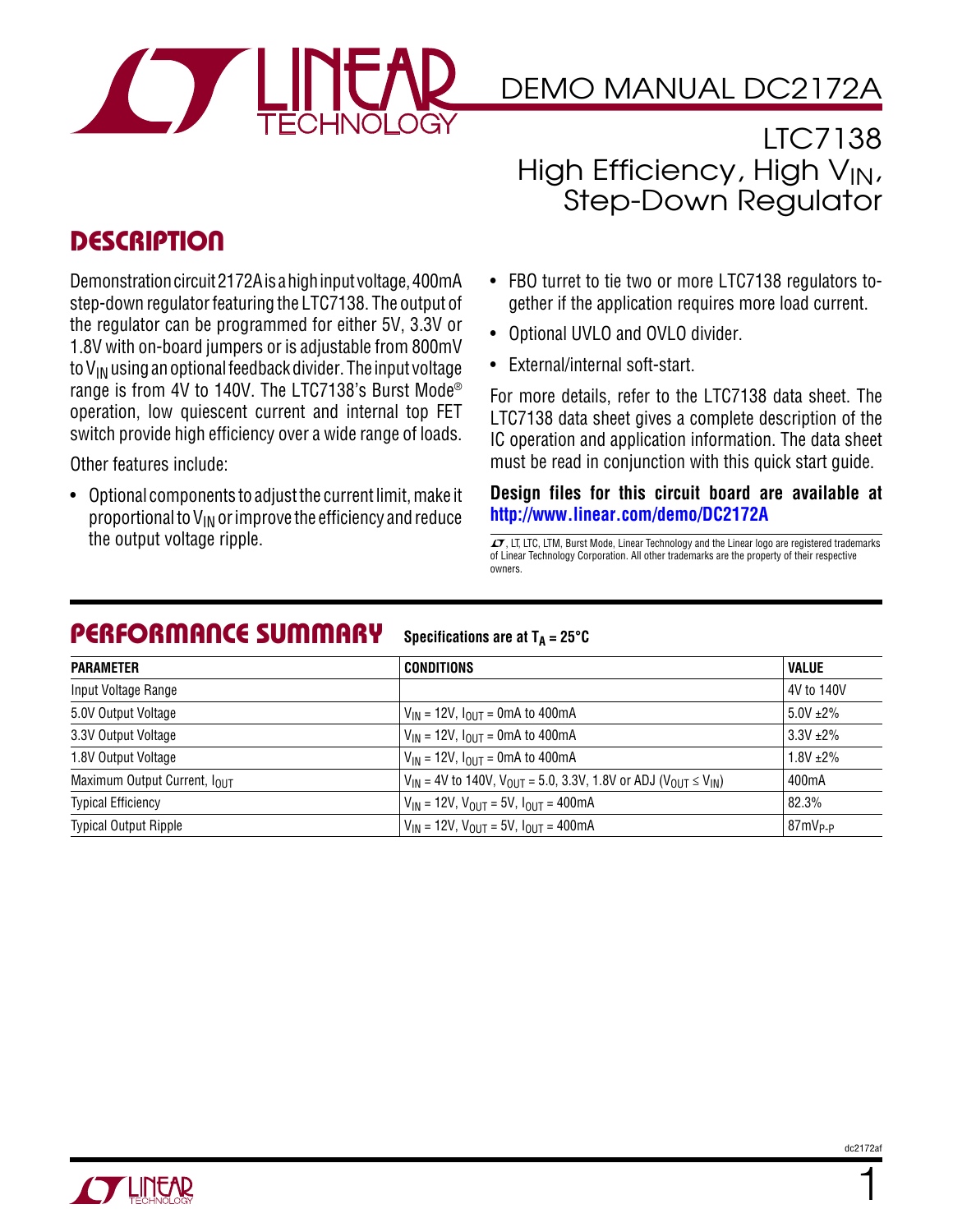# DEMO MANUAL DC2172A

## LTC7138 High Efficiency, High $V_{IN}$, Step-Down Regulator

## DESCRIPTION

Demonstration circuit 2172A is a high input voltage, 400mA step-down regulator featuring the LTC7138. The output of the regulator can be programmed for either 5V, 3.3V or 1.8V with on-board jumpers or is adjustable from 800mV to $V_{IN}$ using an optional feedback divider. The input voltage range is from 4V to 140V. The LTC7138's Burst Mode® operation, low quiescent current and internal top FET switch provide high efficiency over a wide range of loads.

Other features include:

- Optional components to adjust the current limit, make it proportional to $V_{IN}$ or improve the efficiency and reduce the output voltage ripple.
- FBO turret to tie two or more LTC7138 regulators together if the application requires more load current.
- Optional UVLO and OVLO divider.
- External/internal soft-start.

For more details, refer to the LTC7138 data sheet. The LTC7138 data sheet gives a complete description of the IC operation and application information. The data sheet must be read in conjunction with this quick start guide.

**Design files for this circuit board are available at http://www.linear.com/demo/DC2172A**

LT, LTC, LTM, Burst Mode, Linear Technology and the Linear logo are registered trademarks of Linear Technology Corporation. All other trademarks are the property of their respective owners.

## PERFORMANCE SUMMARY

**Specifications are at $T_A$ = 25°C**

| PARAMETER | CONDITIONS | VALUE |
|---|---|---|
| Input Voltage Range | | 4V to 140V |
| 5.0V Output Voltage | $V_{IN}$ = 12V, $I_{OUT}$ = 0mA to 400mA | 5.0V ±2% |
| 3.3V Output Voltage | $V_{IN}$ = 12V, $I_{OUT}$ = 0mA to 400mA | 3.3V ±2% |
| 1.8V Output Voltage | $V_{IN}$ = 12V, $I_{OUT}$ = 0mA to 400mA | 1.8V ±2% |
| Maximum Output Current, $I_{OUT}$ | $V_{IN}$ = 4V to 140V, $V_{OUT}$ = 5.0, 3.3V, 1.8V or ADJ ($V_{OUT} \leq V_{IN}$) | 400mA |
| Typical Efficiency | $V_{IN}$ = 12V, $V_{OUT}$ = 5V, $I_{OUT}$ = 400mA | 82.3% |
| Typical Output Ripple | $V_{IN}$ = 12V, $V_{OUT}$ = 5V, $I_{OUT}$ = 400mA | 87mV$_{P-P}$ |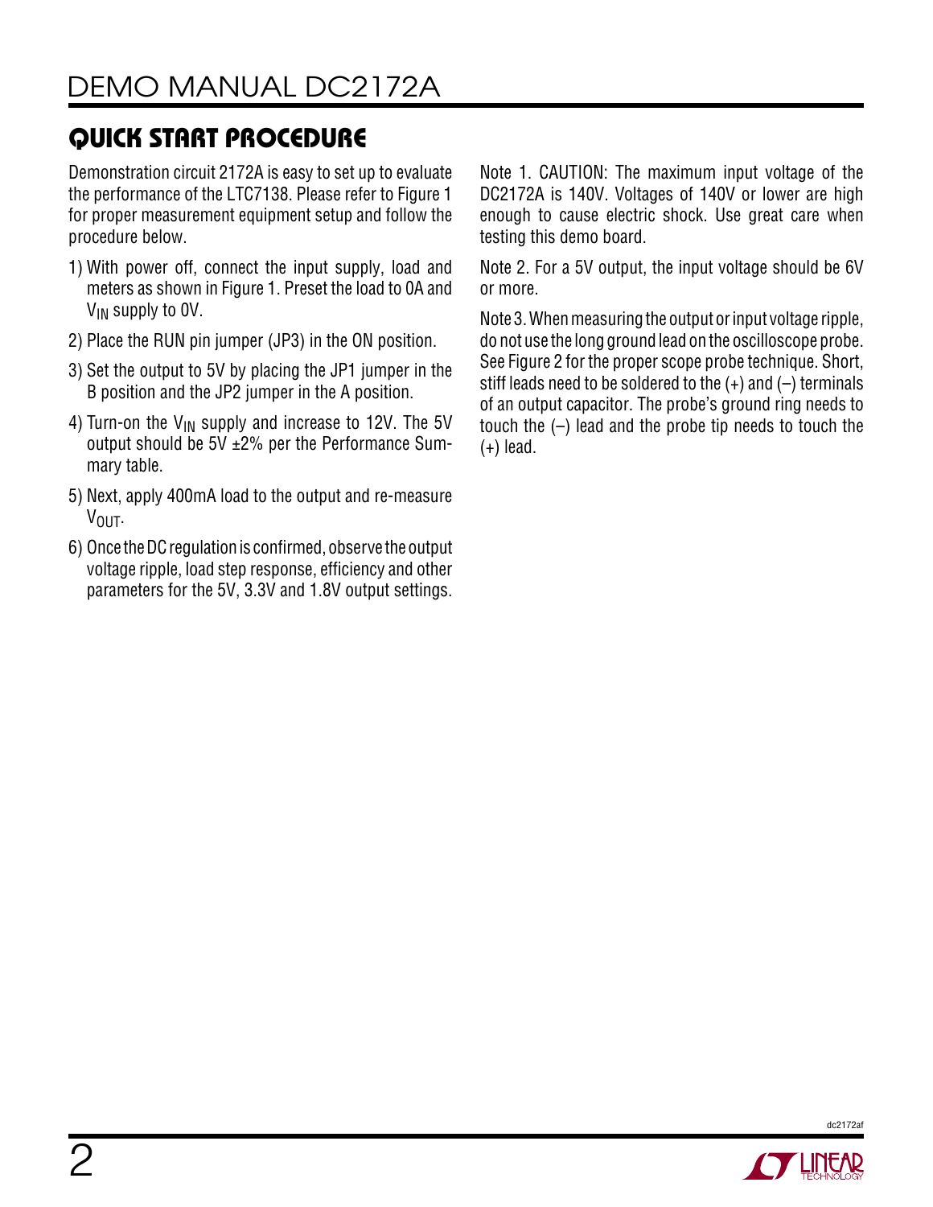## QUICK START PROCEDURE

Demonstration circuit 2172A is easy to set up to evaluate the performance of the LTC7138. Please refer to Figure 1 for proper measurement equipment setup and follow the procedure below.

1) With power off, connect the input supply, load and meters as shown in Figure 1. Preset the load to 0A and $V_{IN}$ supply to 0V.
2) Place the RUN pin jumper (JP3) in the ON position.
3) Set the output to 5V by placing the JP1 jumper in the B position and the JP2 jumper in the A position.
4) Turn-on the $V_{IN}$ supply and increase to 12V. The 5V output should be 5V ±2% per the Performance Summary table.
5) Next, apply 400mA load to the output and re-measure $V_{OUT}$.
6) Once the DC regulation is confirmed, observe the output voltage ripple, load step response, efficiency and other parameters for the 5V, 3.3V and 1.8V output settings.

Note 1. CAUTION: The maximum input voltage of the DC2172A is 140V. Voltages of 140V or lower are high enough to cause electric shock. Use great care when testing this demo board.

Note 2. For a 5V output, the input voltage should be 6V or more.

Note 3. When measuring the output or input voltage ripple, do not use the long ground lead on the oscilloscope probe. See Figure 2 for the proper scope probe technique. Short, stiff leads need to be soldered to the (+) and (–) terminals of an output capacitor. The probe's ground ring needs to touch the (–) lead and the probe tip needs to touch the (+) lead.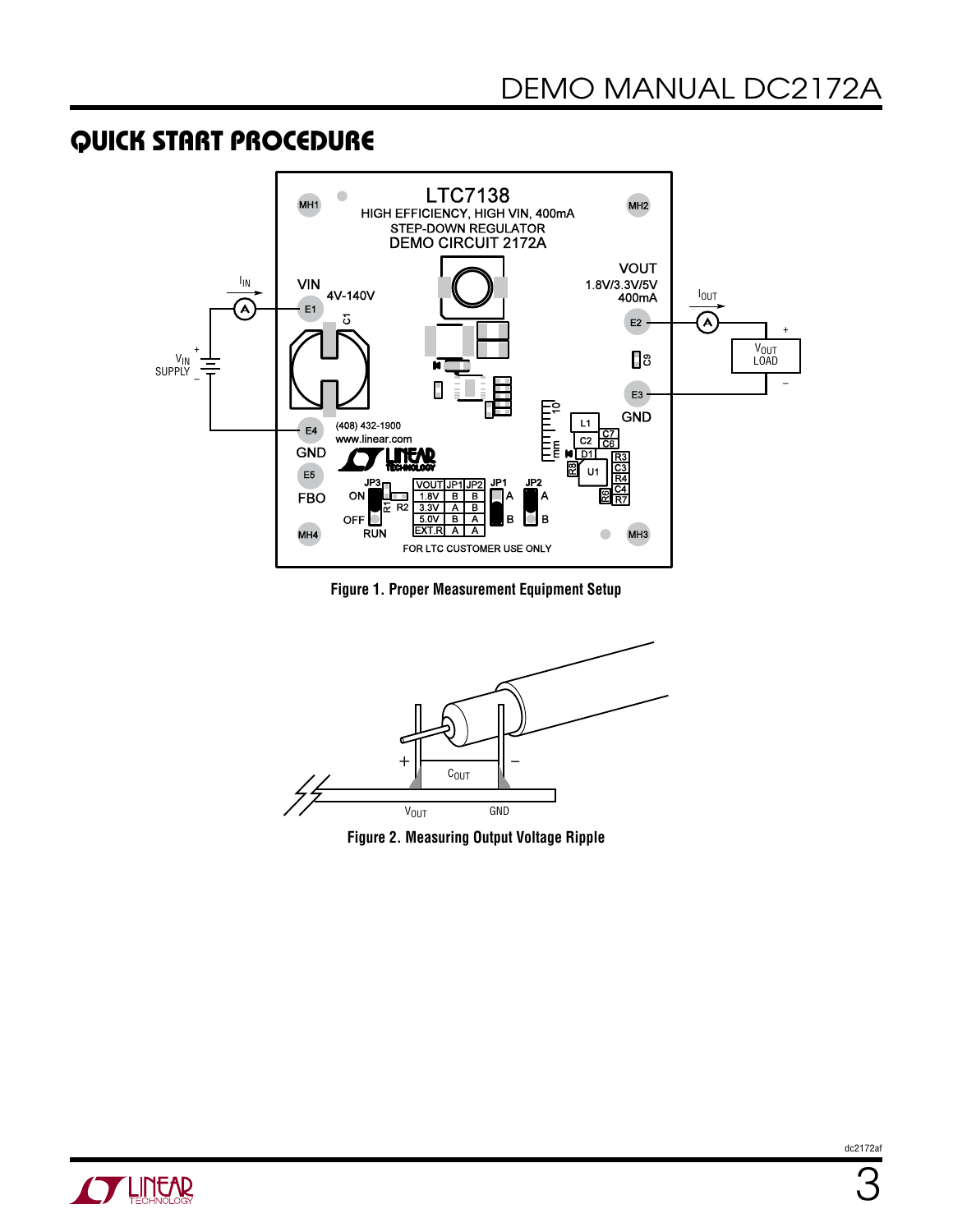## QUICK START PROCEDURE

Figure 1. Proper Measurement Equipment Setup

Figure 2. Measuring Output Voltage Ripple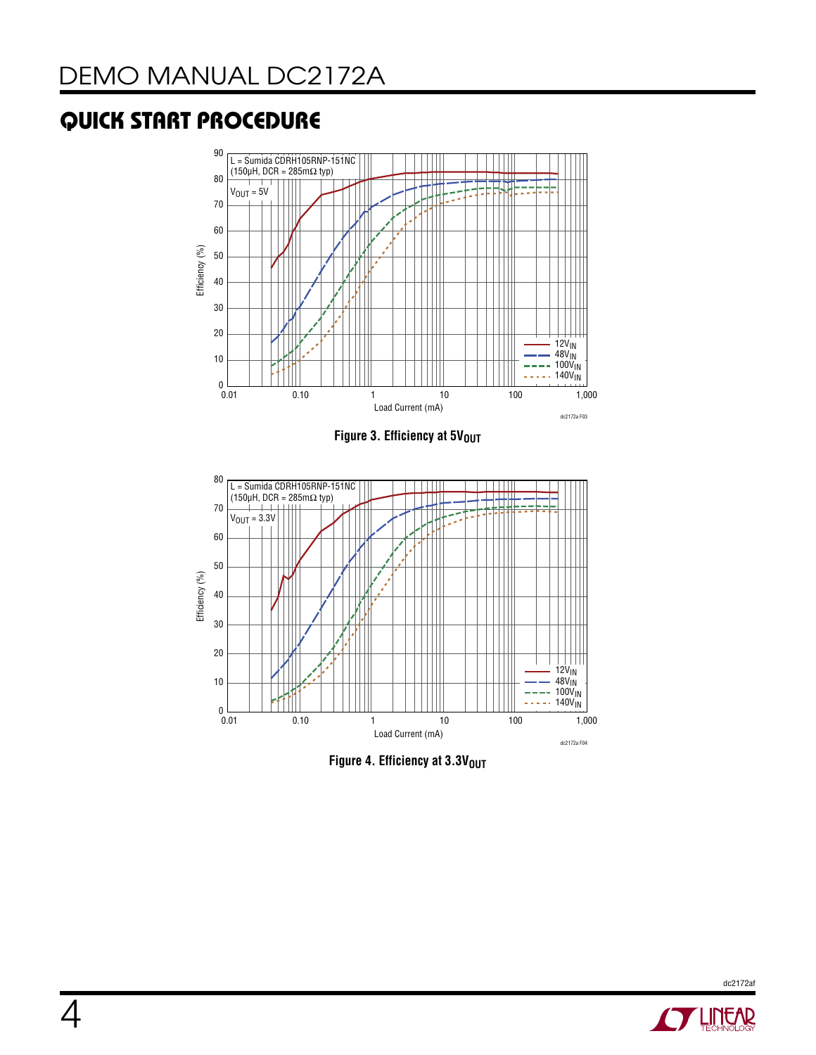## QUICK START PROCEDURE

L = Sumida CDRH105RNP-151NC (150µH, DCR = 285mΩ typ)

$V_{OUT}$ = 5V

Efficiency (%)

Load Current (mA)

$12V_{IN}$, $48V_{IN}$, $100V_{IN}$, $140V_{IN}$

**Figure 3. Efficiency at $5V_{OUT}$**

L = Sumida CDRH105RNP-151NC (150µH, DCR = 285mΩ typ)

$V_{OUT}$ = 3.3V

Efficiency (%)

Load Current (mA)

$12V_{IN}$, $48V_{IN}$, $100V_{IN}$, $140V_{IN}$

**Figure 4. Efficiency at $3.3V_{OUT}$**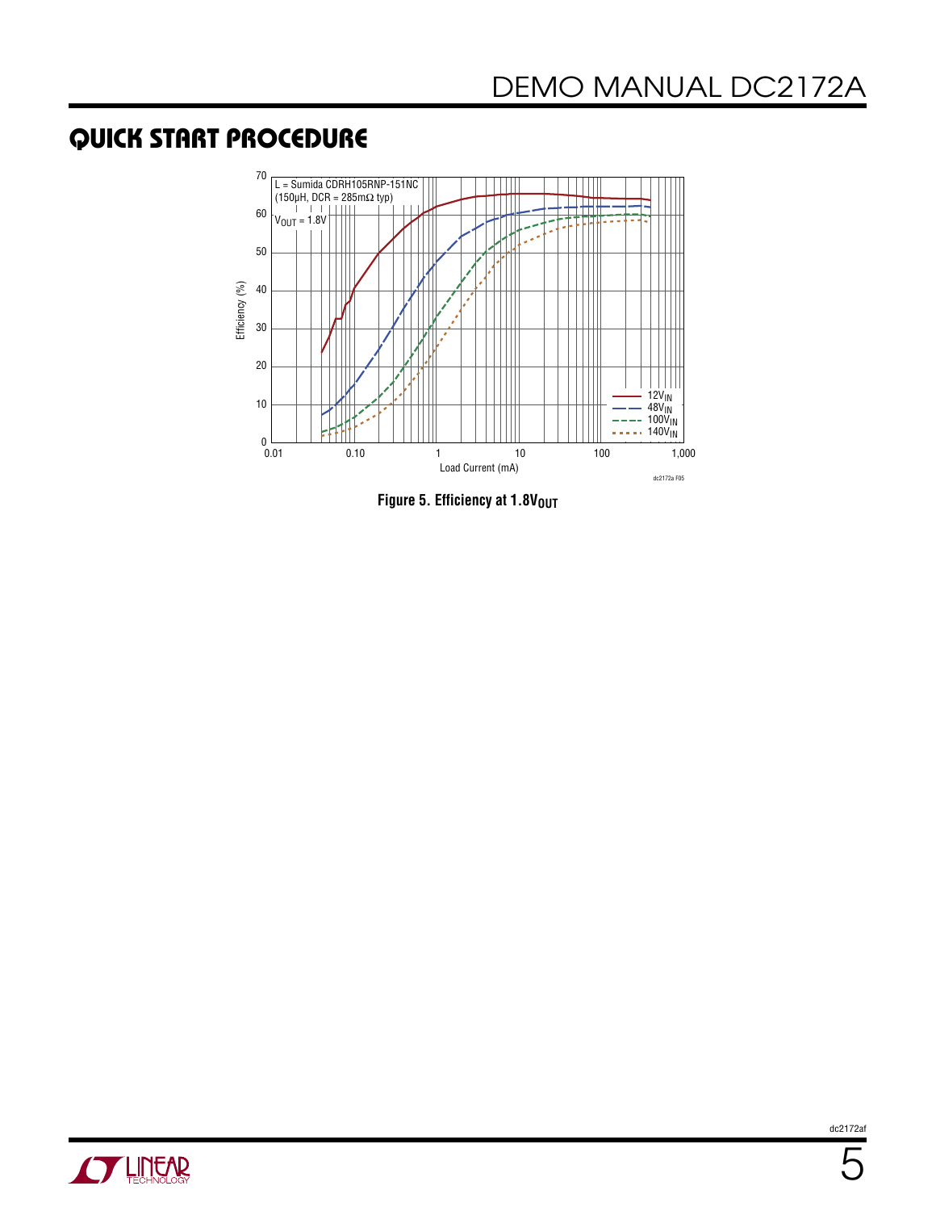## QUICK START PROCEDURE

Figure 5. Efficiency at $1.8V_{OUT}$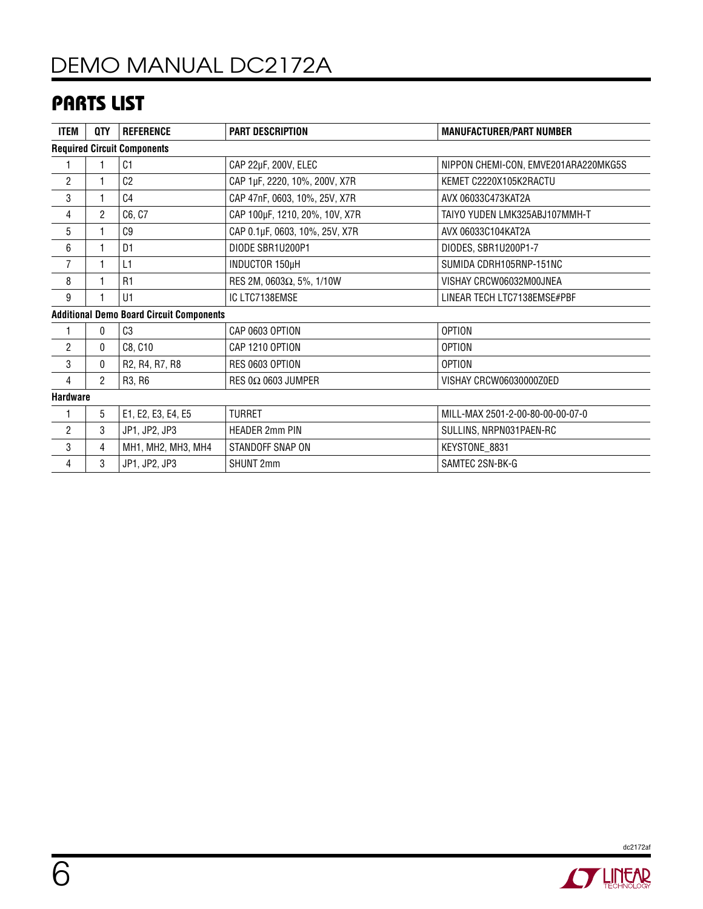## PARTS LIST

| ITEM | QTY | REFERENCE | PART DESCRIPTION | MANUFACTURER/PART NUMBER |
|---|---|---|---|---|
| **Required Circuit Components** | | | | |
| 1 | 1 | C1 | CAP 22µF, 200V, ELEC | NIPPON CHEMI-CON, EMVE201ARA220MKG5S |
| 2 | 1 | C2 | CAP 1µF, 2220, 10%, 200V, X7R | KEMET C2220X105K2RACTU |
| 3 | 1 | C4 | CAP 47nF, 0603, 10%, 25V, X7R | AVX 06033C473KAT2A |
| 4 | 2 | C6, C7 | CAP 100µF, 1210, 20%, 10V, X7R | TAIYO YUDEN LMK325ABJ107MMH-T |
| 5 | 1 | C9 | CAP 0.1µF, 0603, 10%, 25V, X7R | AVX 06033C104KAT2A |
| 6 | 1 | D1 | DIODE SBR1U200P1 | DIODES, SBR1U200P1-7 |
| 7 | 1 | L1 | INDUCTOR 150µH | SUMIDA CDRH105RNP-151NC |
| 8 | 1 | R1 | RES 2M, 0603Ω, 5%, 1/10W | VISHAY CRCW06032M00JNEA |
| 9 | 1 | U1 | IC LTC7138EMSE | LINEAR TECH LTC7138EMSE#PBF |
| **Additional Demo Board Circuit Components** | | | | |
| 1 | 0 | C3 | CAP 0603 OPTION | OPTION |
| 2 | 0 | C8, C10 | CAP 1210 OPTION | OPTION |
| 3 | 0 | R2, R4, R7, R8 | RES 0603 OPTION | OPTION |
| 4 | 2 | R3, R6 | RES 0Ω 0603 JUMPER | VISHAY CRCW06030000Z0ED |
| **Hardware** | | | | |
| 1 | 5 | E1, E2, E3, E4, E5 | TURRET | MILL-MAX 2501-2-00-80-00-00-07-0 |
| 2 | 3 | JP1, JP2, JP3 | HEADER 2mm PIN | SULLINS, NRPN031PAEN-RC |
| 3 | 4 | MH1, MH2, MH3, MH4 | STANDOFF SNAP ON | KEYSTONE_8831 |
| 4 | 3 | JP1, JP2, JP3 | SHUNT 2mm | SAMTEC 2SN-BK-G |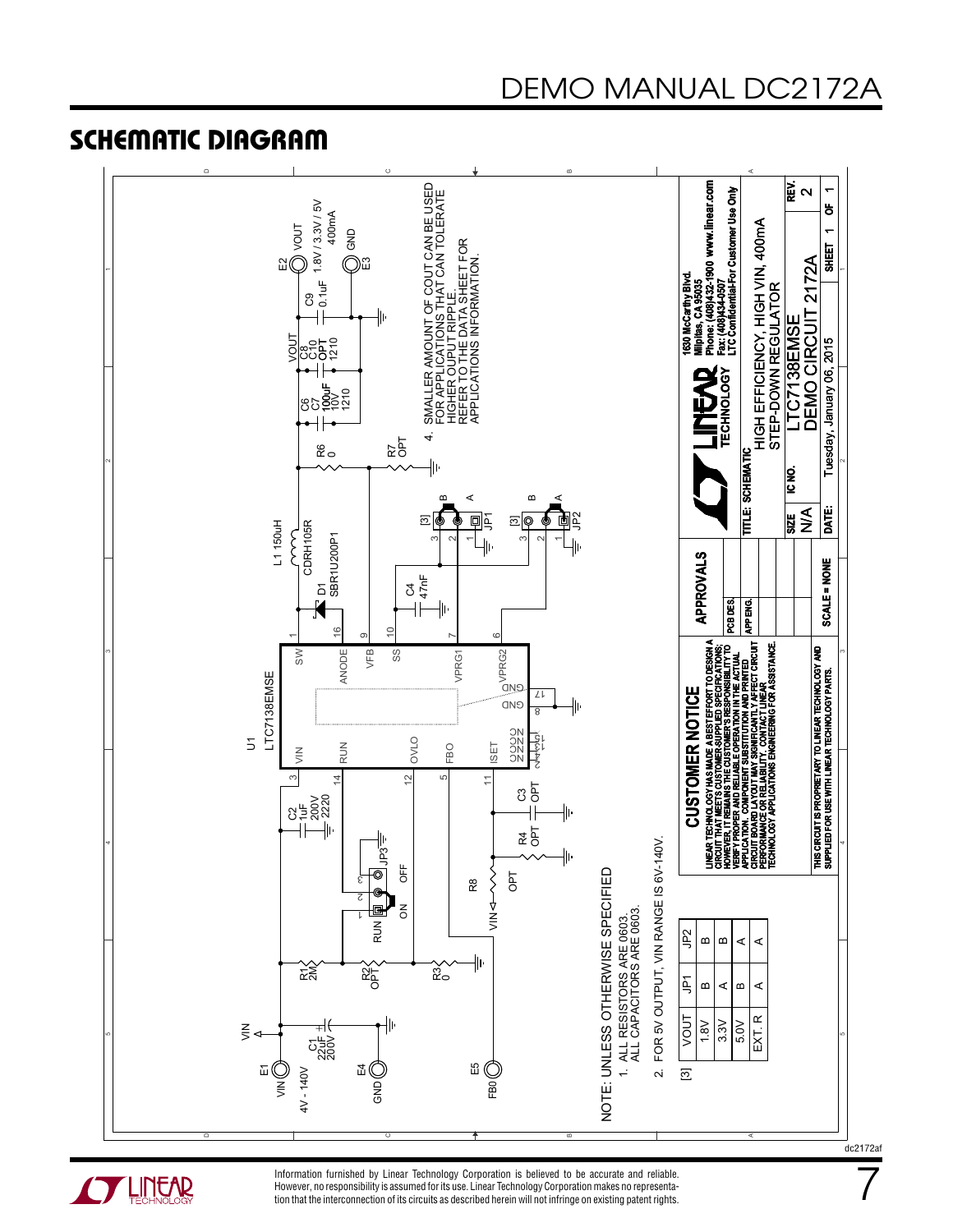## SCHEMATIC DIAGRAM

U1 LTC7138EMSE

VIN 4V - 140V (E1), GND (E4), FB0 (E5)

C1 22uF 200V; C2 1uF 200V 2220; R1 2M; R2 OPT; R3 0; R4 OPT; C3 OPT; R8 OPT; JP3 RUN (ON / OFF)

L1 150uH CDRH105R; D1 SBR1U200P1; C4 47nF; R6 0; R7 OPT; C6 C7 100uF 10V 1210; C8 C10 OPT 1210; C9 0.1uF

VOUT 1.8V / 3.3V / 5V 400mA (E2); GND (E3)

4. SMALLER AMOUNT OF COUT CAN BE USED FOR APPLICATIONS THAT CAN TOLERATE HIGHER OUPUT RIPPLE. REFER TO THE DATA SHEET FOR APPLICATIONS INFORMATION.

NOTE: UNLESS OTHERWISE SPECIFIED

1. ALL RESISTORS ARE 0603. ALL CAPACITORS ARE 0603.
2. FOR 5V OUTPUT, VIN RANGE IS 6V-140V.

[3]

| VOUT | JP1 | JP2 |
|---|---|---|
| 1.8V | B | B |
| 3.3V | A | B |
| 5.0V | B | A |
| EXT. R | A | A |

**CUSTOMER NOTICE**

LINEAR TECHNOLOGY HAS MADE A BEST EFFORT TO DESIGN A CIRCUIT THAT MEETS CUSTOMER-SUPPLIED SPECIFICATIONS; HOWEVER, IT REMAINS THE CUSTOMER'S RESPONSIBILITY TO VERIFY PROPER AND RELIABLE OPERATION IN THE ACTUAL APPLICATION. COMPONENT SUBSTITUTION AND PRINTED CIRCUIT BOARD LAYOUT MAY SIGNIFICANTLY AFFECT CIRCUIT PERFORMANCE OR RELIABILITY. CONTACT LINEAR TECHNOLOGY APPLICATIONS ENGINEERING FOR ASSISTANCE.

THIS CIRCUIT IS PROPRIETARY TO LINEAR TECHNOLOGY AND SUPPLIED FOR USE WITH LINEAR TECHNOLOGY PARTS.

1630 McCarthy Blvd. Milpitas, CA 95035 Phone: (408)432-1900 www.linear.com Fax: (408)434-0507 LTC Confidential-For Customer Use Only

TITLE: SCHEMATIC — HIGH EFFICIENCY, HIGH VIN, 400mA STEP-DOWN REGULATOR

IC NO. LTC7138EMSE — DEMO CIRCUIT 2172A

SIZE N/A; REV. 2; DATE: Tuesday, January 06, 2015; SCALE = NONE; SHEET 1 OF 1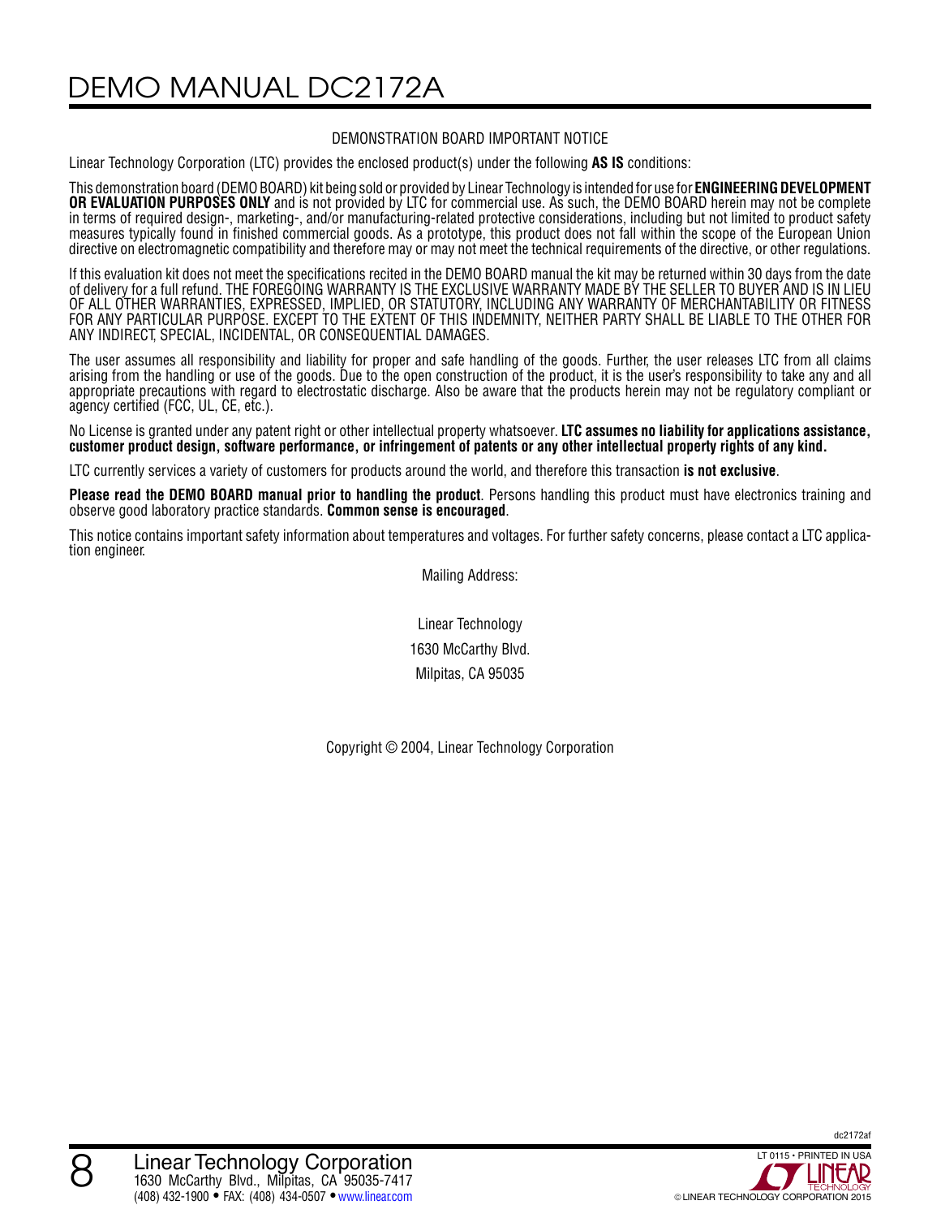## DEMONSTRATION BOARD IMPORTANT NOTICE

Linear Technology Corporation (LTC) provides the enclosed product(s) under the following **AS IS** conditions:

This demonstration board (DEMO BOARD) kit being sold or provided by Linear Technology is intended for use for **ENGINEERING DEVELOPMENT OR EVALUATION PURPOSES ONLY** and is not provided by LTC for commercial use. As such, the DEMO BOARD herein may not be complete in terms of required design-, marketing-, and/or manufacturing-related protective considerations, including but not limited to product safety measures typically found in finished commercial goods. As a prototype, this product does not fall within the scope of the European Union directive on electromagnetic compatibility and therefore may or may not meet the technical requirements of the directive, or other regulations.

If this evaluation kit does not meet the specifications recited in the DEMO BOARD manual the kit may be returned within 30 days from the date of delivery for a full refund. THE FOREGOING WARRANTY IS THE EXCLUSIVE WARRANTY MADE BY THE SELLER TO BUYER AND IS IN LIEU OF ALL OTHER WARRANTIES, EXPRESSED, IMPLIED, OR STATUTORY, INCLUDING ANY WARRANTY OF MERCHANTABILITY OR FITNESS FOR ANY PARTICULAR PURPOSE. EXCEPT TO THE EXTENT OF THIS INDEMNITY, NEITHER PARTY SHALL BE LIABLE TO THE OTHER FOR ANY INDIRECT, SPECIAL, INCIDENTAL, OR CONSEQUENTIAL DAMAGES.

The user assumes all responsibility and liability for proper and safe handling of the goods. Further, the user releases LTC from all claims arising from the handling or use of the goods. Due to the open construction of the product, it is the user's responsibility to take any and all appropriate precautions with regard to electrostatic discharge. Also be aware that the products herein may not be regulatory compliant or agency certified (FCC, UL, CE, etc.).

No License is granted under any patent right or other intellectual property whatsoever. **LTC assumes no liability for applications assistance, customer product design, software performance, or infringement of patents or any other intellectual property rights of any kind.**

LTC currently services a variety of customers for products around the world, and therefore this transaction **is not exclusive**.

**Please read the DEMO BOARD manual prior to handling the product**. Persons handling this product must have electronics training and observe good laboratory practice standards. **Common sense is encouraged**.

This notice contains important safety information about temperatures and voltages. For further safety concerns, please contact a LTC application engineer.

Mailing Address:

Linear Technology

1630 McCarthy Blvd.

Milpitas, CA 95035

Copyright © 2004, Linear Technology Corporation

Linear Technology Corporation
1630 McCarthy Blvd., Milpitas, CA 95035-7417
(408) 432-1900 • FAX: (408) 434-0507 • www.linear.com

LT 0115 • PRINTED IN USA

© LINEAR TECHNOLOGY CORPORATION 2015